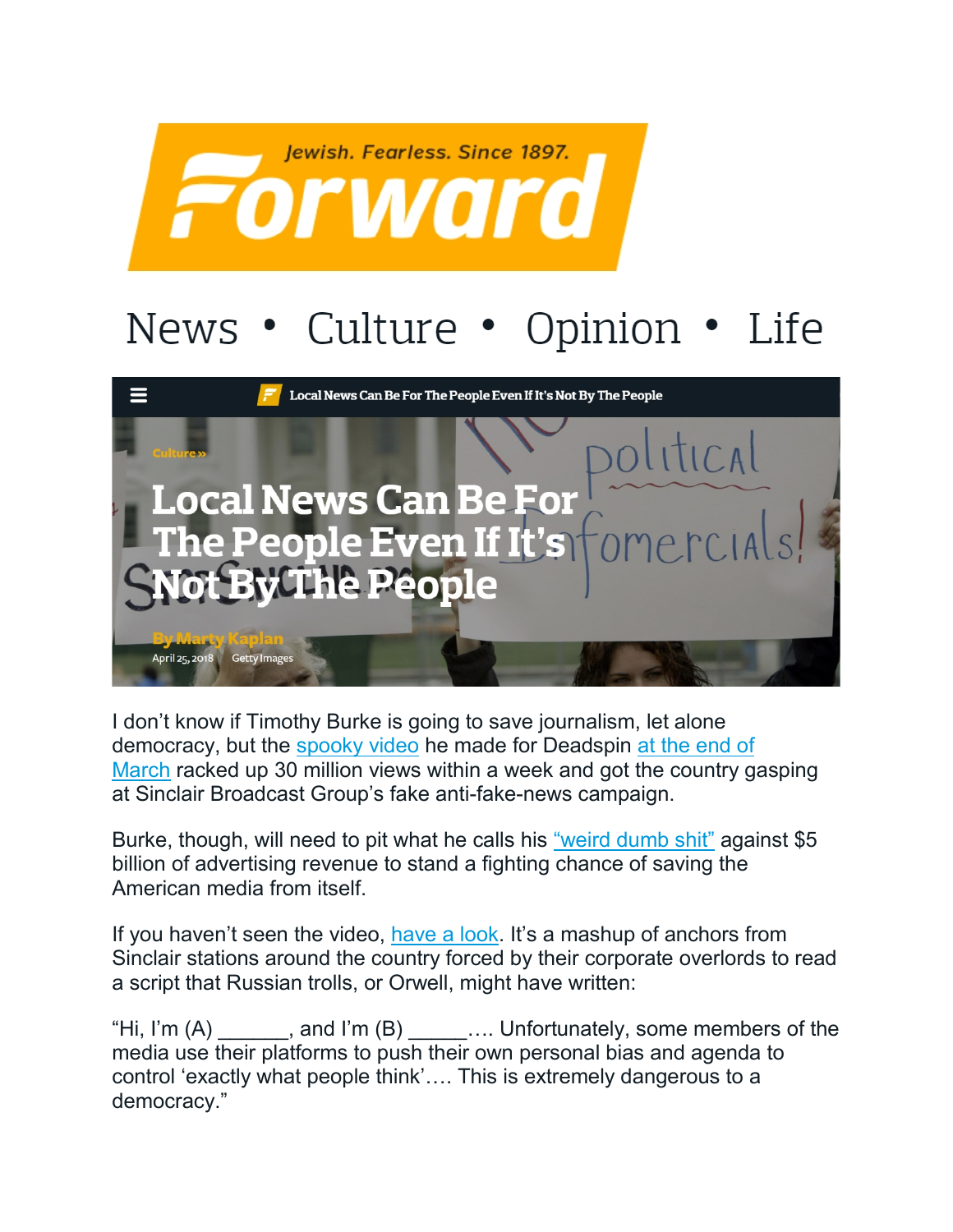Jewish. Fearless. Since 1897.

# Forward

News • Culture • Opinion • Life

Local News Can Be For The People Even If It's Not By The People

Culture »

# Local News Can Be For The People Even If It's Not By The People

By Marty Kaplan

April 25, 2018 Getty Images

I don't know if Timothy Burke is going to save journalism, let alone democracy, but the spooky video he made for Deadspin at the end of March racked up 30 million views within a week and got the country gasping at Sinclair Broadcast Group's fake anti-fake-news campaign.

Burke, though, will need to pit what he calls his "weird dumb shit" against $5 billion of advertising revenue to stand a fighting chance of saving the American media from itself.

If you haven't seen the video, have a look. It's a mashup of anchors from Sinclair stations around the country forced by their corporate overlords to read a script that Russian trolls, or Orwell, might have written:

"Hi, I'm (A) ______, and I'm (B) _____…. Unfortunately, some members of the media use their platforms to push their own personal bias and agenda to control 'exactly what people think'…. This is extremely dangerous to a democracy."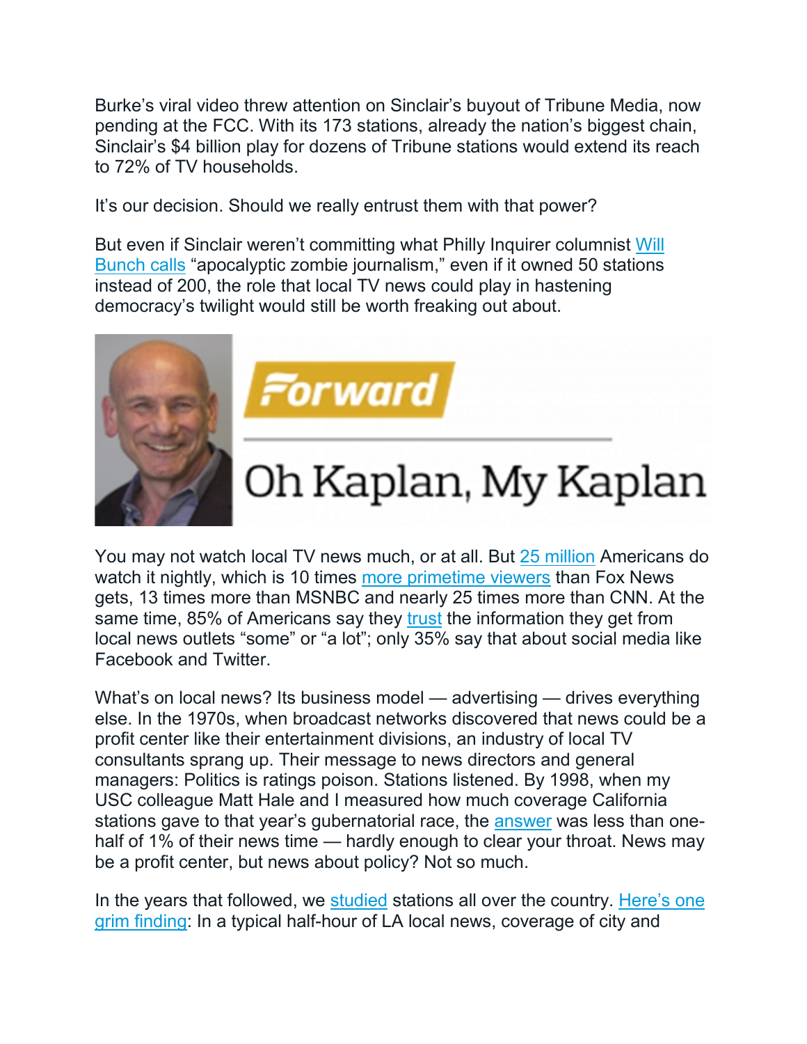Burke's viral video threw attention on Sinclair's buyout of Tribune Media, now pending at the FCC. With its 173 stations, already the nation's biggest chain, Sinclair's $4 billion play for dozens of Tribune stations would extend its reach to 72% of TV households.

It's our decision. Should we really entrust them with that power?

But even if Sinclair weren't committing what Philly Inquirer columnist Will Bunch calls "apocalyptic zombie journalism," even if it owned 50 stations instead of 200, the role that local TV news could play in hastening democracy's twilight would still be worth freaking out about.

Forward

Oh Kaplan, My Kaplan

You may not watch local TV news much, or at all. But 25 million Americans do watch it nightly, which is 10 times more primetime viewers than Fox News gets, 13 times more than MSNBC and nearly 25 times more than CNN. At the same time, 85% of Americans say they trust the information they get from local news outlets "some" or "a lot"; only 35% say that about social media like Facebook and Twitter.

What's on local news? Its business model — advertising — drives everything else. In the 1970s, when broadcast networks discovered that news could be a profit center like their entertainment divisions, an industry of local TV consultants sprang up. Their message to news directors and general managers: Politics is ratings poison. Stations listened. By 1998, when my USC colleague Matt Hale and I measured how much coverage California stations gave to that year's gubernatorial race, the answer was less than one-half of 1% of their news time — hardly enough to clear your throat. News may be a profit center, but news about policy? Not so much.

In the years that followed, we studied stations all over the country. Here's one grim finding: In a typical half-hour of LA local news, coverage of city and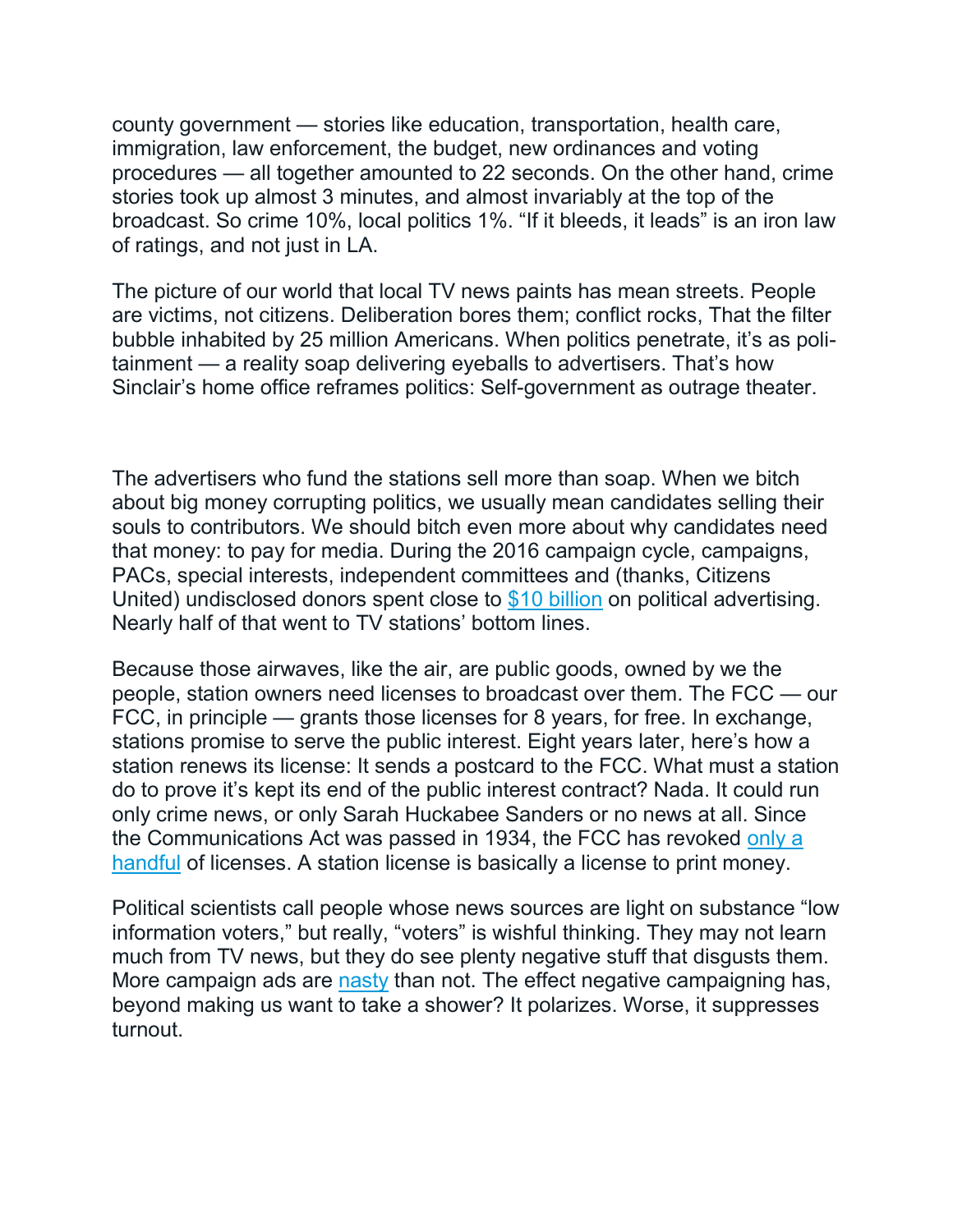county government — stories like education, transportation, health care, immigration, law enforcement, the budget, new ordinances and voting procedures — all together amounted to 22 seconds. On the other hand, crime stories took up almost 3 minutes, and almost invariably at the top of the broadcast. So crime 10%, local politics 1%. "If it bleeds, it leads" is an iron law of ratings, and not just in LA.

The picture of our world that local TV news paints has mean streets. People are victims, not citizens. Deliberation bores them; conflict rocks, That the filter bubble inhabited by 25 million Americans. When politics penetrate, it's as politainment — a reality soap delivering eyeballs to advertisers. That's how Sinclair's home office reframes politics: Self-government as outrage theater.

The advertisers who fund the stations sell more than soap. When we bitch about big money corrupting politics, we usually mean candidates selling their souls to contributors. We should bitch even more about why candidates need that money: to pay for media. During the 2016 campaign cycle, campaigns, PACs, special interests, independent committees and (thanks, Citizens United) undisclosed donors spent close to [$10 billion] on political advertising. Nearly half of that went to TV stations' bottom lines.

Because those airwaves, like the air, are public goods, owned by we the people, station owners need licenses to broadcast over them. The FCC — our FCC, in principle — grants those licenses for 8 years, for free. In exchange, stations promise to serve the public interest. Eight years later, here's how a station renews its license: It sends a postcard to the FCC. What must a station do to prove it's kept its end of the public interest contract? Nada. It could run only crime news, or only Sarah Huckabee Sanders or no news at all. Since the Communications Act was passed in 1934, the FCC has revoked [only a handful] of licenses. A station license is basically a license to print money.

Political scientists call people whose news sources are light on substance "low information voters," but really, "voters" is wishful thinking. They may not learn much from TV news, but they do see plenty negative stuff that disgusts them. More campaign ads are [nasty] than not. The effect negative campaigning has, beyond making us want to take a shower? It polarizes. Worse, it suppresses turnout.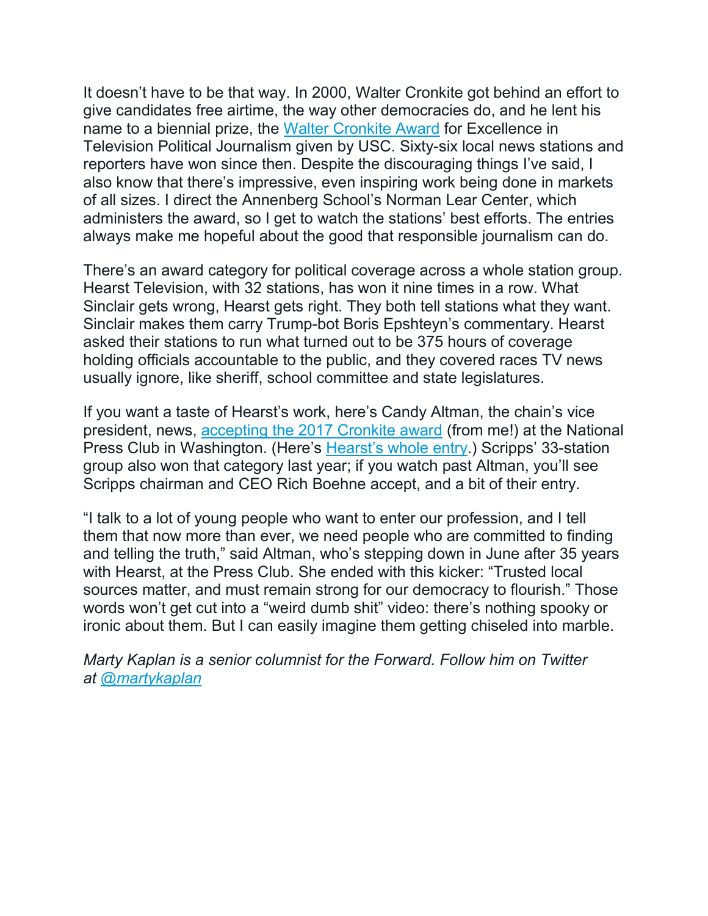It doesn't have to be that way. In 2000, Walter Cronkite got behind an effort to give candidates free airtime, the way other democracies do, and he lent his name to a biennial prize, the Walter Cronkite Award for Excellence in Television Political Journalism given by USC. Sixty-six local news stations and reporters have won since then. Despite the discouraging things I've said, I also know that there's impressive, even inspiring work being done in markets of all sizes. I direct the Annenberg School's Norman Lear Center, which administers the award, so I get to watch the stations' best efforts. The entries always make me hopeful about the good that responsible journalism can do.

There's an award category for political coverage across a whole station group. Hearst Television, with 32 stations, has won it nine times in a row. What Sinclair gets wrong, Hearst gets right. They both tell stations what they want. Sinclair makes them carry Trump-bot Boris Epshteyn's commentary. Hearst asked their stations to run what turned out to be 375 hours of coverage holding officials accountable to the public, and they covered races TV news usually ignore, like sheriff, school committee and state legislatures.

If you want a taste of Hearst's work, here's Candy Altman, the chain's vice president, news, accepting the 2017 Cronkite award (from me!) at the National Press Club in Washington. (Here's Hearst's whole entry.) Scripps' 33-station group also won that category last year; if you watch past Altman, you'll see Scripps chairman and CEO Rich Boehne accept, and a bit of their entry.

"I talk to a lot of young people who want to enter our profession, and I tell them that now more than ever, we need people who are committed to finding and telling the truth," said Altman, who's stepping down in June after 35 years with Hearst, at the Press Club. She ended with this kicker: "Trusted local sources matter, and must remain strong for our democracy to flourish." Those words won't get cut into a "weird dumb shit" video: there's nothing spooky or ironic about them. But I can easily imagine them getting chiseled into marble.

*Marty Kaplan is a senior columnist for the Forward. Follow him on Twitter at @martykaplan*